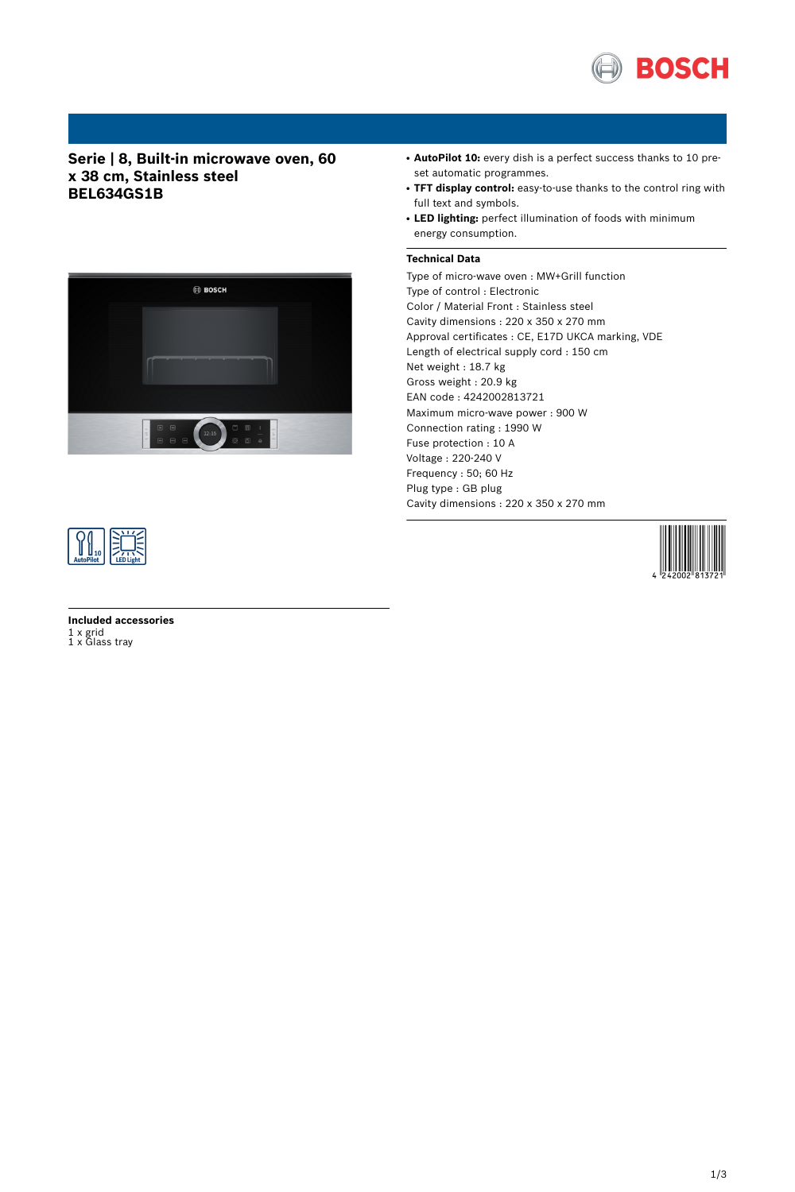# Serie | 8, Built-in microwave oven, 60 x 38 cm, Stainless steel BEL634GS1B

- **AutoPilot 10:** every dish is a perfect success thanks to 10 pre-set automatic programmes.
- **TFT display control:** easy-to-use thanks to the control ring with full text and symbols.
- **LED lighting:** perfect illumination of foods with minimum energy consumption.

## Technical Data

Type of micro-wave oven : MW+Grill function
Type of control : Electronic
Color / Material Front : Stainless steel
Cavity dimensions : 220 x 350 x 270 mm
Approval certificates : CE, E17D UKCA marking, VDE
Length of electrical supply cord : 150 cm
Net weight : 18.7 kg
Gross weight : 20.9 kg
EAN code : 4242002813721
Maximum micro-wave power : 900 W
Connection rating : 1990 W
Fuse protection : 10 A
Voltage : 220-240 V
Frequency : 50; 60 Hz
Plug type : GB plug
Cavity dimensions : 220 x 350 x 270 mm

## Included accessories

1 x grid
1 x Glass tray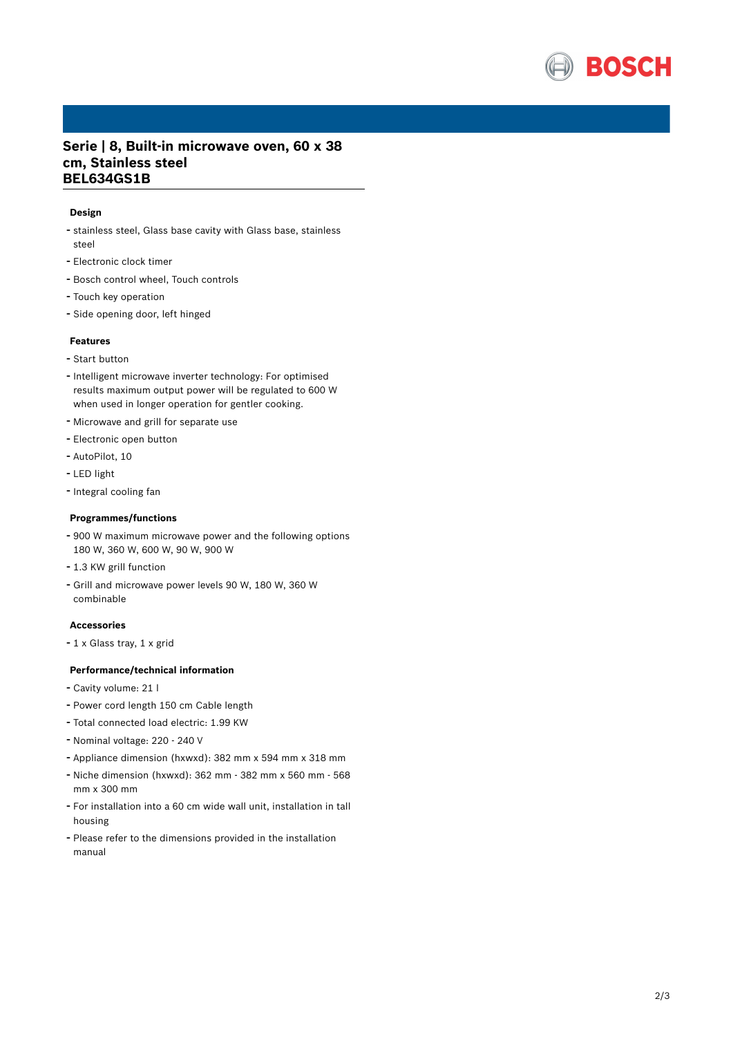# Serie | 8, Built-in microwave oven, 60 x 38 cm, Stainless steel
# BEL634GS1B

### Design

- stainless steel, Glass base cavity with Glass base, stainless steel
- Electronic clock timer
- Bosch control wheel, Touch controls
- Touch key operation
- Side opening door, left hinged

### Features

- Start button
- Intelligent microwave inverter technology: For optimised results maximum output power will be regulated to 600 W when used in longer operation for gentler cooking.
- Microwave and grill for separate use
- Electronic open button
- AutoPilot, 10
- LED light
- Integral cooling fan

### Programmes/functions

- 900 W maximum microwave power and the following options 180 W, 360 W, 600 W, 90 W, 900 W
- 1.3 KW grill function
- Grill and microwave power levels 90 W, 180 W, 360 W combinable

### Accessories

- 1 x Glass tray, 1 x grid

### Performance/technical information

- Cavity volume: 21 l
- Power cord length 150 cm Cable length
- Total connected load electric: 1.99 KW
- Nominal voltage: 220 - 240 V
- Appliance dimension (hxwxd): 382 mm x 594 mm x 318 mm
- Niche dimension (hxwxd): 362 mm - 382 mm x 560 mm - 568 mm x 300 mm
- For installation into a 60 cm wide wall unit, installation in tall housing
- Please refer to the dimensions provided in the installation manual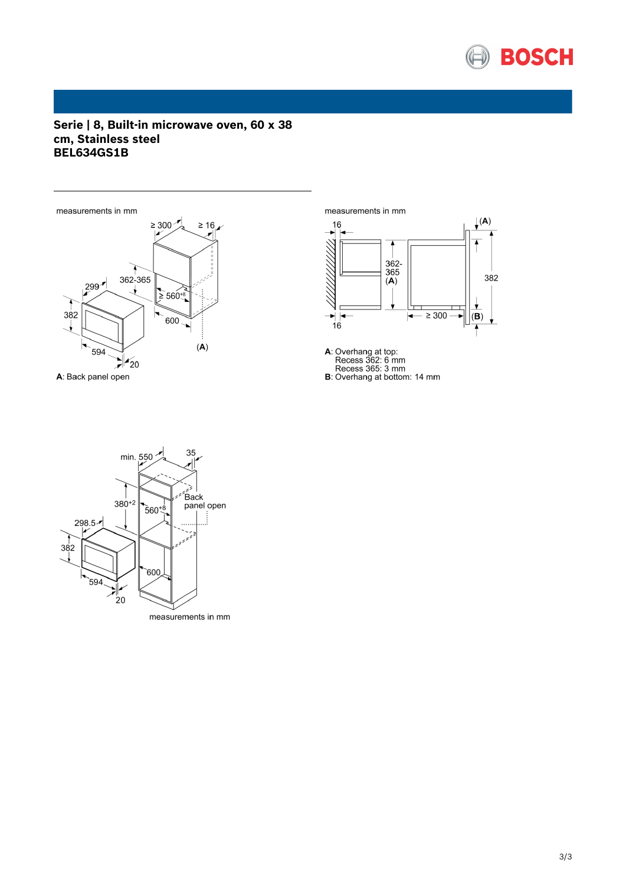**Serie | 8, Built-in microwave oven, 60 x 38 cm, Stainless steel**
**BEL634GS1B**

measurements in mm

≥ 300
≥ 16
362-365
299
≥ $560^{+8}$
382
600
594
20
(A)

**A**: Back panel open

measurements in mm

16
(A)
362-
365
(A)
382
≥ 300
(B)
16

**A**: Overhang at top:
Recess 362: 6 mm
Recess 365: 3 mm
**B**: Overhang at bottom: 14 mm

min. 550
35
$380^{+2}$
Back panel open
$560^{+8}$
298.5
382
600
594
20

measurements in mm